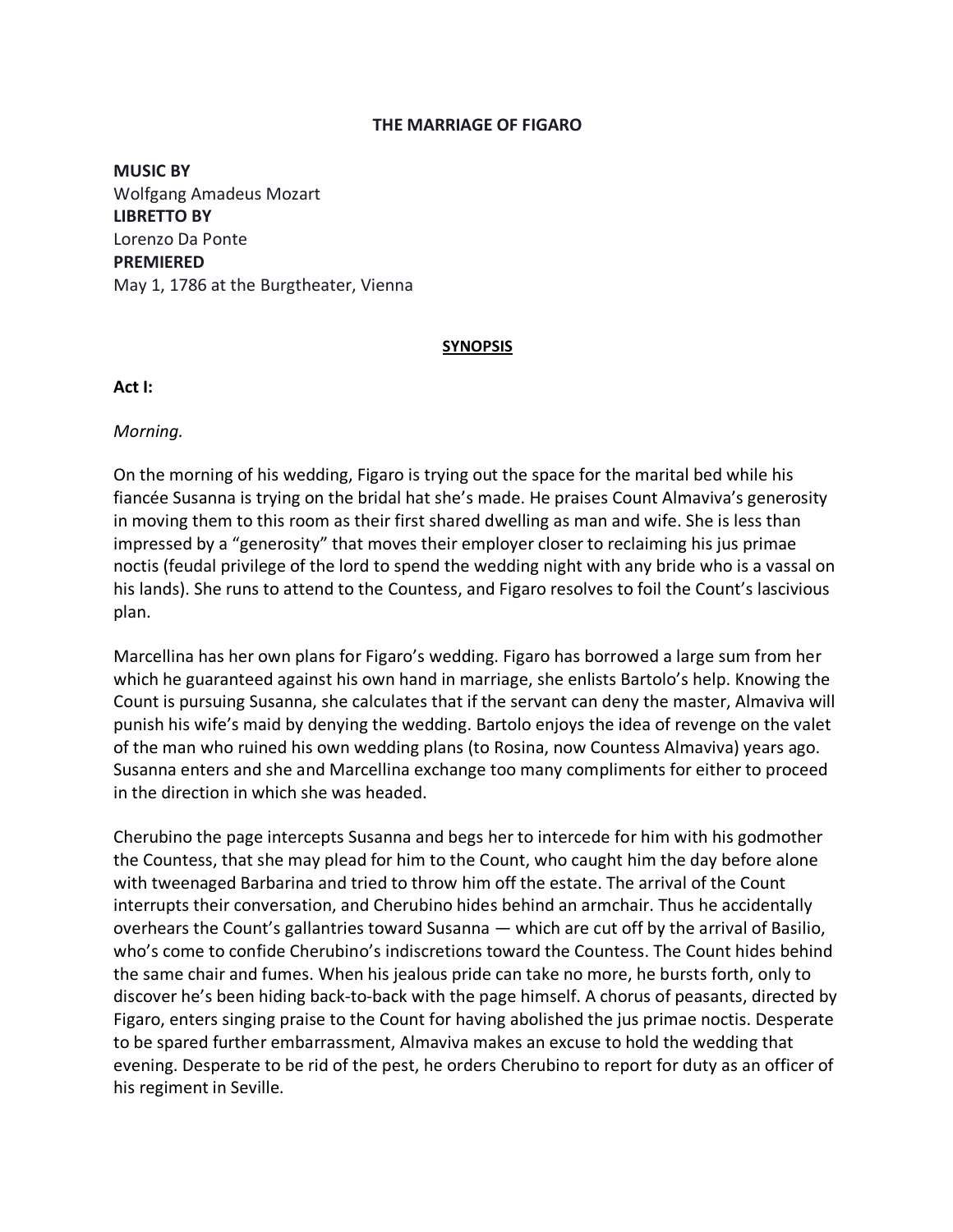# THE MARRIAGE OF FIGARO

**MUSIC BY**
Wolfgang Amadeus Mozart
**LIBRETTO BY**
Lorenzo Da Ponte
**PREMIERED**
May 1, 1786 at the Burgtheater, Vienna

## SYNOPSIS

### Act I:

*Morning.*

On the morning of his wedding, Figaro is trying out the space for the marital bed while his fiancée Susanna is trying on the bridal hat she's made. He praises Count Almaviva's generosity in moving them to this room as their first shared dwelling as man and wife. She is less than impressed by a "generosity" that moves their employer closer to reclaiming his jus primae noctis (feudal privilege of the lord to spend the wedding night with any bride who is a vassal on his lands). She runs to attend to the Countess, and Figaro resolves to foil the Count's lascivious plan.

Marcellina has her own plans for Figaro's wedding. Figaro has borrowed a large sum from her which he guaranteed against his own hand in marriage, she enlists Bartolo's help. Knowing the Count is pursuing Susanna, she calculates that if the servant can deny the master, Almaviva will punish his wife's maid by denying the wedding. Bartolo enjoys the idea of revenge on the valet of the man who ruined his own wedding plans (to Rosina, now Countess Almaviva) years ago. Susanna enters and she and Marcellina exchange too many compliments for either to proceed in the direction in which she was headed.

Cherubino the page intercepts Susanna and begs her to intercede for him with his godmother the Countess, that she may plead for him to the Count, who caught him the day before alone with tweenaged Barbarina and tried to throw him off the estate. The arrival of the Count interrupts their conversation, and Cherubino hides behind an armchair. Thus he accidentally overhears the Count's gallantries toward Susanna — which are cut off by the arrival of Basilio, who's come to confide Cherubino's indiscretions toward the Countess. The Count hides behind the same chair and fumes. When his jealous pride can take no more, he bursts forth, only to discover he's been hiding back-to-back with the page himself. A chorus of peasants, directed by Figaro, enters singing praise to the Count for having abolished the jus primae noctis. Desperate to be spared further embarrassment, Almaviva makes an excuse to hold the wedding that evening. Desperate to be rid of the pest, he orders Cherubino to report for duty as an officer of his regiment in Seville.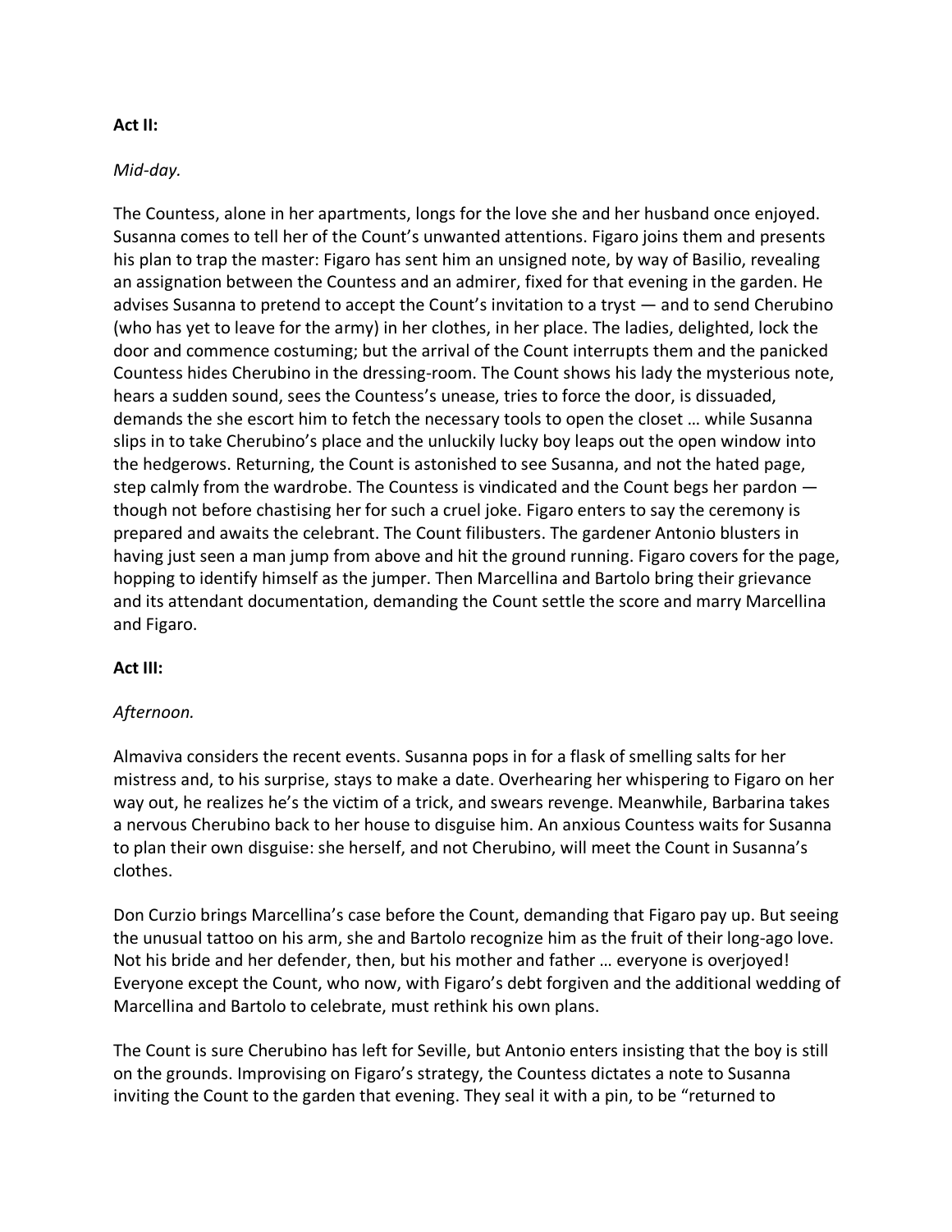**Act II:**

*Mid-day.*

The Countess, alone in her apartments, longs for the love she and her husband once enjoyed. Susanna comes to tell her of the Count's unwanted attentions. Figaro joins them and presents his plan to trap the master: Figaro has sent him an unsigned note, by way of Basilio, revealing an assignation between the Countess and an admirer, fixed for that evening in the garden. He advises Susanna to pretend to accept the Count's invitation to a tryst — and to send Cherubino (who has yet to leave for the army) in her clothes, in her place. The ladies, delighted, lock the door and commence costuming; but the arrival of the Count interrupts them and the panicked Countess hides Cherubino in the dressing-room. The Count shows his lady the mysterious note, hears a sudden sound, sees the Countess's unease, tries to force the door, is dissuaded, demands the she escort him to fetch the necessary tools to open the closet … while Susanna slips in to take Cherubino's place and the unluckily lucky boy leaps out the open window into the hedgerows. Returning, the Count is astonished to see Susanna, and not the hated page, step calmly from the wardrobe. The Countess is vindicated and the Count begs her pardon — though not before chastising her for such a cruel joke. Figaro enters to say the ceremony is prepared and awaits the celebrant. The Count filibusters. The gardener Antonio blusters in having just seen a man jump from above and hit the ground running. Figaro covers for the page, hopping to identify himself as the jumper. Then Marcellina and Bartolo bring their grievance and its attendant documentation, demanding the Count settle the score and marry Marcellina and Figaro.

**Act III:**

*Afternoon.*

Almaviva considers the recent events. Susanna pops in for a flask of smelling salts for her mistress and, to his surprise, stays to make a date. Overhearing her whispering to Figaro on her way out, he realizes he's the victim of a trick, and swears revenge. Meanwhile, Barbarina takes a nervous Cherubino back to her house to disguise him. An anxious Countess waits for Susanna to plan their own disguise: she herself, and not Cherubino, will meet the Count in Susanna's clothes.

Don Curzio brings Marcellina's case before the Count, demanding that Figaro pay up. But seeing the unusual tattoo on his arm, she and Bartolo recognize him as the fruit of their long-ago love. Not his bride and her defender, then, but his mother and father … everyone is overjoyed! Everyone except the Count, who now, with Figaro's debt forgiven and the additional wedding of Marcellina and Bartolo to celebrate, must rethink his own plans.

The Count is sure Cherubino has left for Seville, but Antonio enters insisting that the boy is still on the grounds. Improvising on Figaro's strategy, the Countess dictates a note to Susanna inviting the Count to the garden that evening. They seal it with a pin, to be "returned to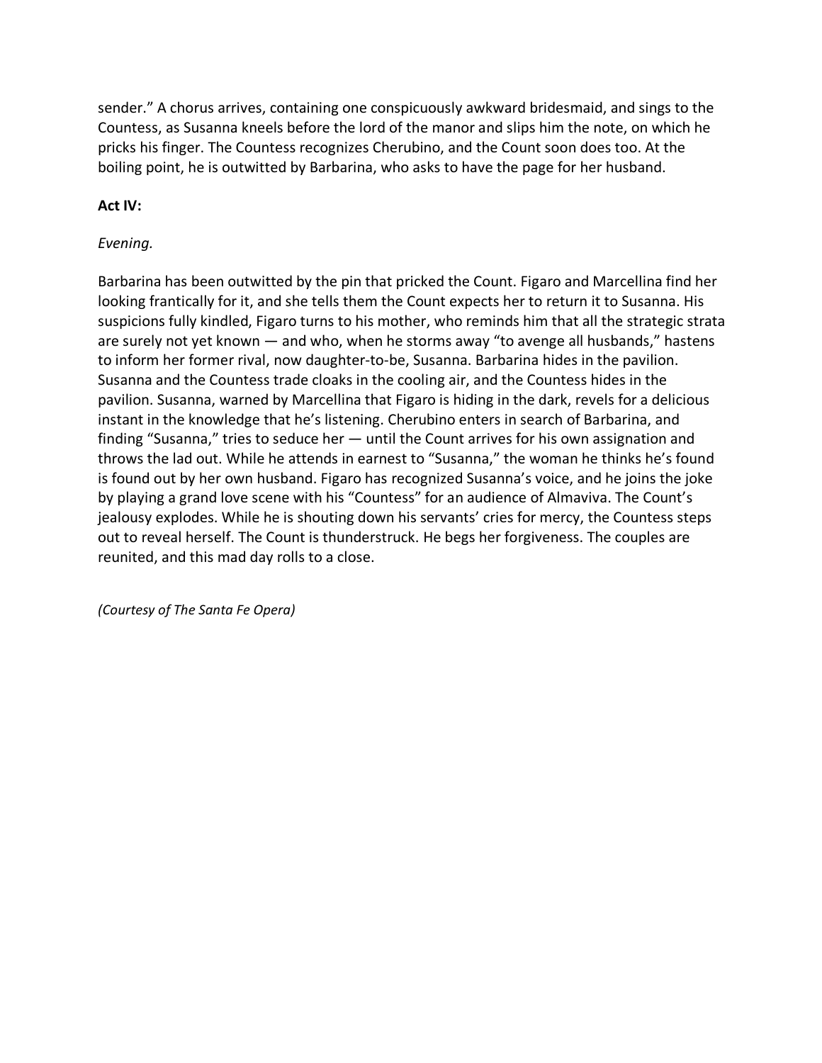sender." A chorus arrives, containing one conspicuously awkward bridesmaid, and sings to the Countess, as Susanna kneels before the lord of the manor and slips him the note, on which he pricks his finger. The Countess recognizes Cherubino, and the Count soon does too. At the boiling point, he is outwitted by Barbarina, who asks to have the page for her husband.

**Act IV:**

*Evening.*

Barbarina has been outwitted by the pin that pricked the Count. Figaro and Marcellina find her looking frantically for it, and she tells them the Count expects her to return it to Susanna. His suspicions fully kindled, Figaro turns to his mother, who reminds him that all the strategic strata are surely not yet known — and who, when he storms away "to avenge all husbands," hastens to inform her former rival, now daughter-to-be, Susanna. Barbarina hides in the pavilion. Susanna and the Countess trade cloaks in the cooling air, and the Countess hides in the pavilion. Susanna, warned by Marcellina that Figaro is hiding in the dark, revels for a delicious instant in the knowledge that he's listening. Cherubino enters in search of Barbarina, and finding "Susanna," tries to seduce her — until the Count arrives for his own assignation and throws the lad out. While he attends in earnest to "Susanna," the woman he thinks he's found is found out by her own husband. Figaro has recognized Susanna's voice, and he joins the joke by playing a grand love scene with his "Countess" for an audience of Almaviva. The Count's jealousy explodes. While he is shouting down his servants' cries for mercy, the Countess steps out to reveal herself. The Count is thunderstruck. He begs her forgiveness. The couples are reunited, and this mad day rolls to a close.

*(Courtesy of The Santa Fe Opera)*